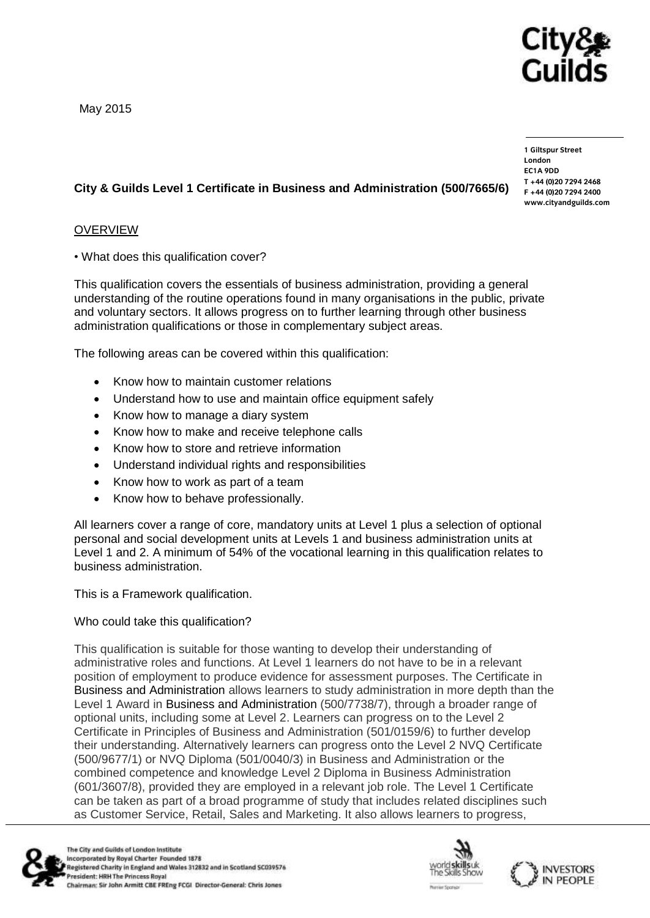May 2015

1 Giltspur Street
London
EC1A 9DD
T +44 (0)20 7294 2468
F +44 (0)20 7294 2400
www.cityandguilds.com

**City & Guilds Level 1 Certificate in Business and Administration (500/7665/6)**

OVERVIEW

• What does this qualification cover?

This qualification covers the essentials of business administration, providing a general understanding of the routine operations found in many organisations in the public, private and voluntary sectors. It allows progress on to further learning through other business administration qualifications or those in complementary subject areas.

The following areas can be covered within this qualification:

- Know how to maintain customer relations
- Understand how to use and maintain office equipment safely
- Know how to manage a diary system
- Know how to make and receive telephone calls
- Know how to store and retrieve information
- Understand individual rights and responsibilities
- Know how to work as part of a team
- Know how to behave professionally.

All learners cover a range of core, mandatory units at Level 1 plus a selection of optional personal and social development units at Levels 1 and business administration units at Level 1 and 2. A minimum of 54% of the vocational learning in this qualification relates to business administration.

This is a Framework qualification.

Who could take this qualification?

This qualification is suitable for those wanting to develop their understanding of administrative roles and functions. At Level 1 learners do not have to be in a relevant position of employment to produce evidence for assessment purposes. The Certificate in Business and Administration allows learners to study administration in more depth than the Level 1 Award in Business and Administration (500/7738/7), through a broader range of optional units, including some at Level 2. Learners can progress on to the Level 2 Certificate in Principles of Business and Administration (501/0159/6) to further develop their understanding. Alternatively learners can progress onto the Level 2 NVQ Certificate (500/9677/1) or NVQ Diploma (501/0040/3) in Business and Administration or the combined competence and knowledge Level 2 Diploma in Business Administration (601/3607/8), provided they are employed in a relevant job role. The Level 1 Certificate can be taken as part of a broad programme of study that includes related disciplines such as Customer Service, Retail, Sales and Marketing. It also allows learners to progress,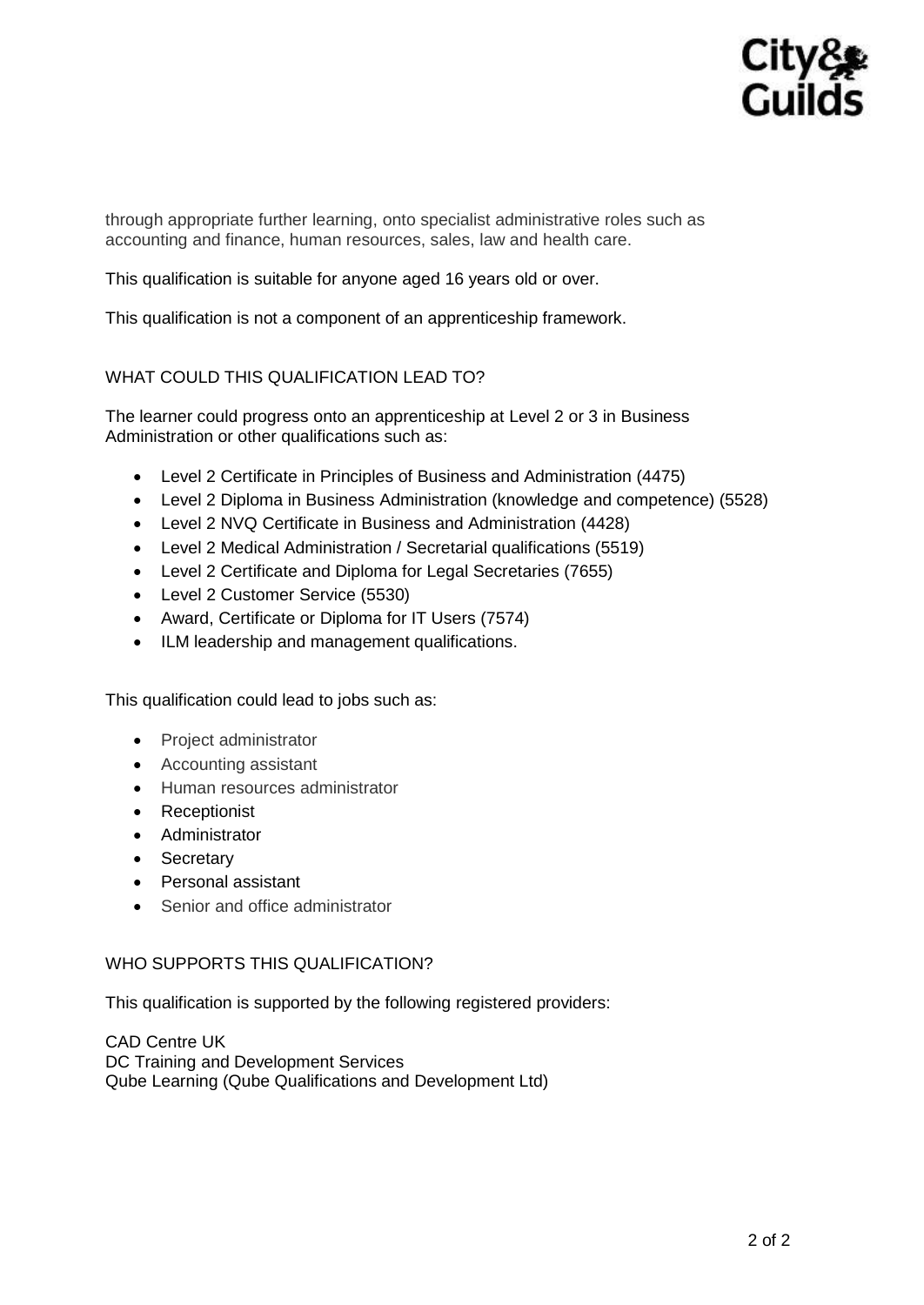through appropriate further learning, onto specialist administrative roles such as accounting and finance, human resources, sales, law and health care.

This qualification is suitable for anyone aged 16 years old or over.

This qualification is not a component of an apprenticeship framework.

## WHAT COULD THIS QUALIFICATION LEAD TO?

The learner could progress onto an apprenticeship at Level 2 or 3 in Business Administration or other qualifications such as:

- Level 2 Certificate in Principles of Business and Administration (4475)
- Level 2 Diploma in Business Administration (knowledge and competence) (5528)
- Level 2 NVQ Certificate in Business and Administration (4428)
- Level 2 Medical Administration / Secretarial qualifications (5519)
- Level 2 Certificate and Diploma for Legal Secretaries (7655)
- Level 2 Customer Service (5530)
- Award, Certificate or Diploma for IT Users (7574)
- ILM leadership and management qualifications.

This qualification could lead to jobs such as:

- Project administrator
- Accounting assistant
- Human resources administrator
- Receptionist
- Administrator
- Secretary
- Personal assistant
- Senior and office administrator

## WHO SUPPORTS THIS QUALIFICATION?

This qualification is supported by the following registered providers:

CAD Centre UK
DC Training and Development Services
Qube Learning (Qube Qualifications and Development Ltd)